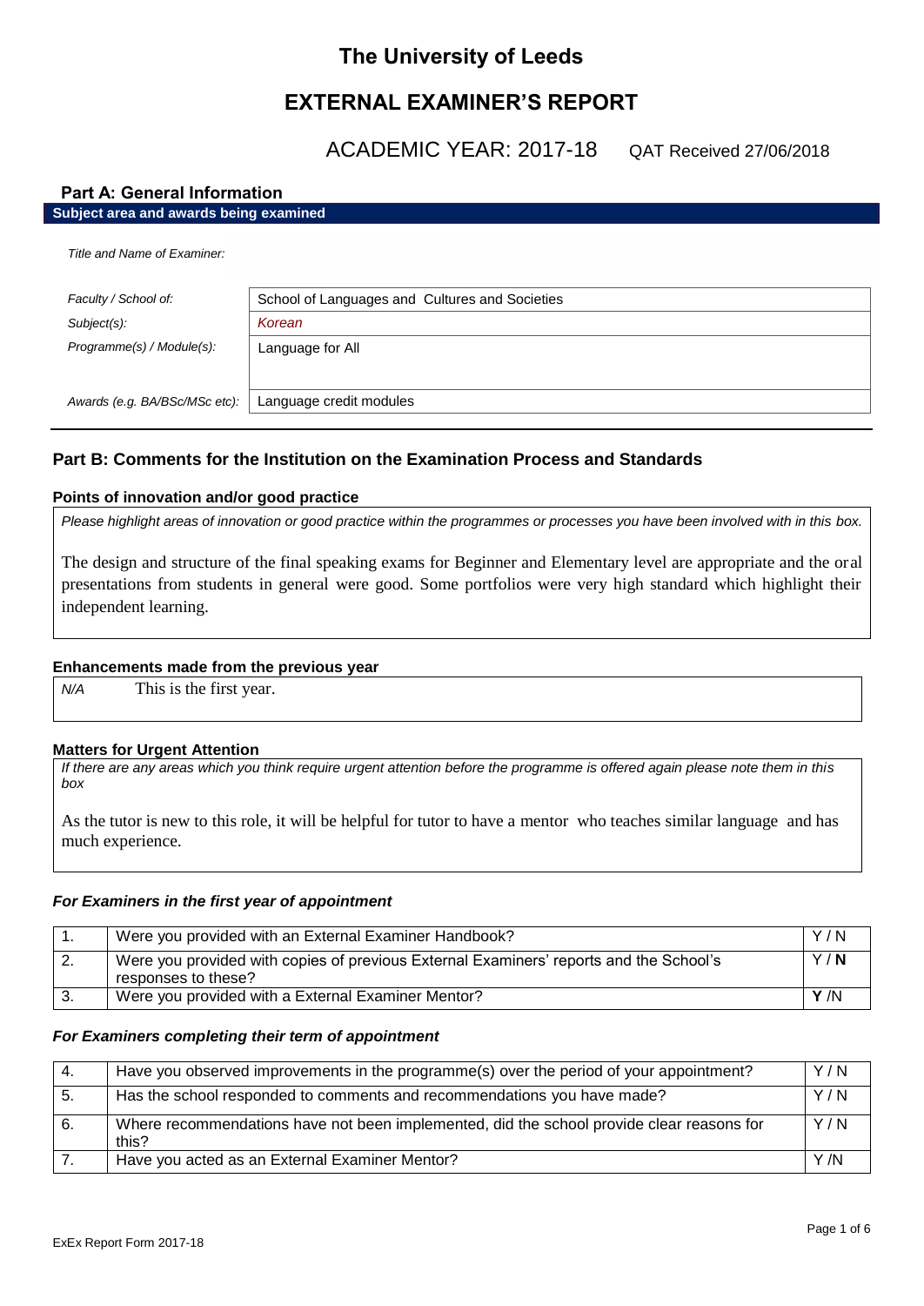# The University of Leeds

## EXTERNAL EXAMINER'S REPORT

ACADEMIC YEAR: 2017-18 QAT Received 27/06/2018

### Part A: General Information

**Subject area and awards being examined**

*Title and Name of Examiner:*

| | |
|---|---|
| *Faculty / School of:* | School of Languages and Cultures and Societies |
| *Subject(s):* | *Korean* |
| *Programme(s) / Module(s):* | Language for All |
| *Awards (e.g. BA/BSc/MSc etc):* | Language credit modules |

### Part B: Comments for the Institution on the Examination Process and Standards

**Points of innovation and/or good practice**

*Please highlight areas of innovation or good practice within the programmes or processes you have been involved with in this box.*

The design and structure of the final speaking exams for Beginner and Elementary level are appropriate and the oral presentations from students in general were good. Some portfolios were very high standard which highlight their independent learning.

**Enhancements made from the previous year**

*N/A* This is the first year.

**Matters for Urgent Attention**

*If there are any areas which you think require urgent attention before the programme is offered again please note them in this box*

As the tutor is new to this role, it will be helpful for tutor to have a mentor who teaches similar language and has much experience.

***For Examiners in the first year of appointment***

| | | |
|---|---|---|
| 1. | Were you provided with an External Examiner Handbook? | Y / N |
| 2. | Were you provided with copies of previous External Examiners' reports and the School's responses to these? | Y / **N** |
| 3. | Were you provided with a External Examiner Mentor? | **Y** /N |

***For Examiners completing their term of appointment***

| | | |
|---|---|---|
| 4. | Have you observed improvements in the programme(s) over the period of your appointment? | Y / N |
| 5. | Has the school responded to comments and recommendations you have made? | Y / N |
| 6. | Where recommendations have not been implemented, did the school provide clear reasons for this? | Y / N |
| 7. | Have you acted as an External Examiner Mentor? | Y /N |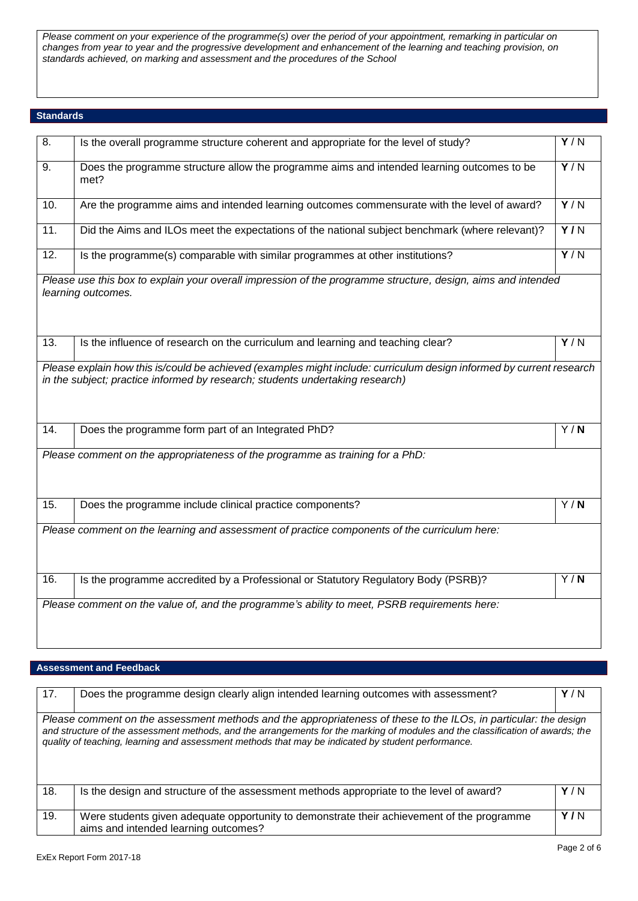*Please comment on your experience of the programme(s) over the period of your appointment, remarking in particular on changes from year to year and the progressive development and enhancement of the learning and teaching provision, on standards achieved, on marking and assessment and the procedures of the School*

## Standards

| | | |
|---|---|---|
| 8. | Is the overall programme structure coherent and appropriate for the level of study? | **Y** / N |
| 9. | Does the programme structure allow the programme aims and intended learning outcomes to be met? | **Y** / N |
| 10. | Are the programme aims and intended learning outcomes commensurate with the level of award? | **Y** / N |
| 11. | Did the Aims and ILOs meet the expectations of the national subject benchmark (where relevant)? | **Y /** N |
| 12. | Is the programme(s) comparable with similar programmes at other institutions? | **Y** / N |

*Please use this box to explain your overall impression of the programme structure, design, aims and intended learning outcomes.*

| | | |
|---|---|---|
| 13. | Is the influence of research on the curriculum and learning and teaching clear? | **Y** / N |

*Please explain how this is/could be achieved (examples might include: curriculum design informed by current research in the subject; practice informed by research; students undertaking research)*

| | | |
|---|---|---|
| 14. | Does the programme form part of an Integrated PhD? | Y / **N** |

*Please comment on the appropriateness of the programme as training for a PhD:*

| | | |
|---|---|---|
| 15. | Does the programme include clinical practice components? | Y / **N** |

*Please comment on the learning and assessment of practice components of the curriculum here:*

| | | |
|---|---|---|
| 16. | Is the programme accredited by a Professional or Statutory Regulatory Body (PSRB)? | Y / **N** |

*Please comment on the value of, and the programme's ability to meet, PSRB requirements here:*

## Assessment and Feedback

| | | |
|---|---|---|
| 17. | Does the programme design clearly align intended learning outcomes with assessment? | **Y** / N |

*Please comment on the assessment methods and the appropriateness of these to the ILOs, in particular: the design and structure of the assessment methods, and the arrangements for the marking of modules and the classification of awards; the quality of teaching, learning and assessment methods that may be indicated by student performance.*

| | | |
|---|---|---|
| 18. | Is the design and structure of the assessment methods appropriate to the level of award? | **Y** / N |
| 19. | Were students given adequate opportunity to demonstrate their achievement of the programme aims and intended learning outcomes? | **Y /** N |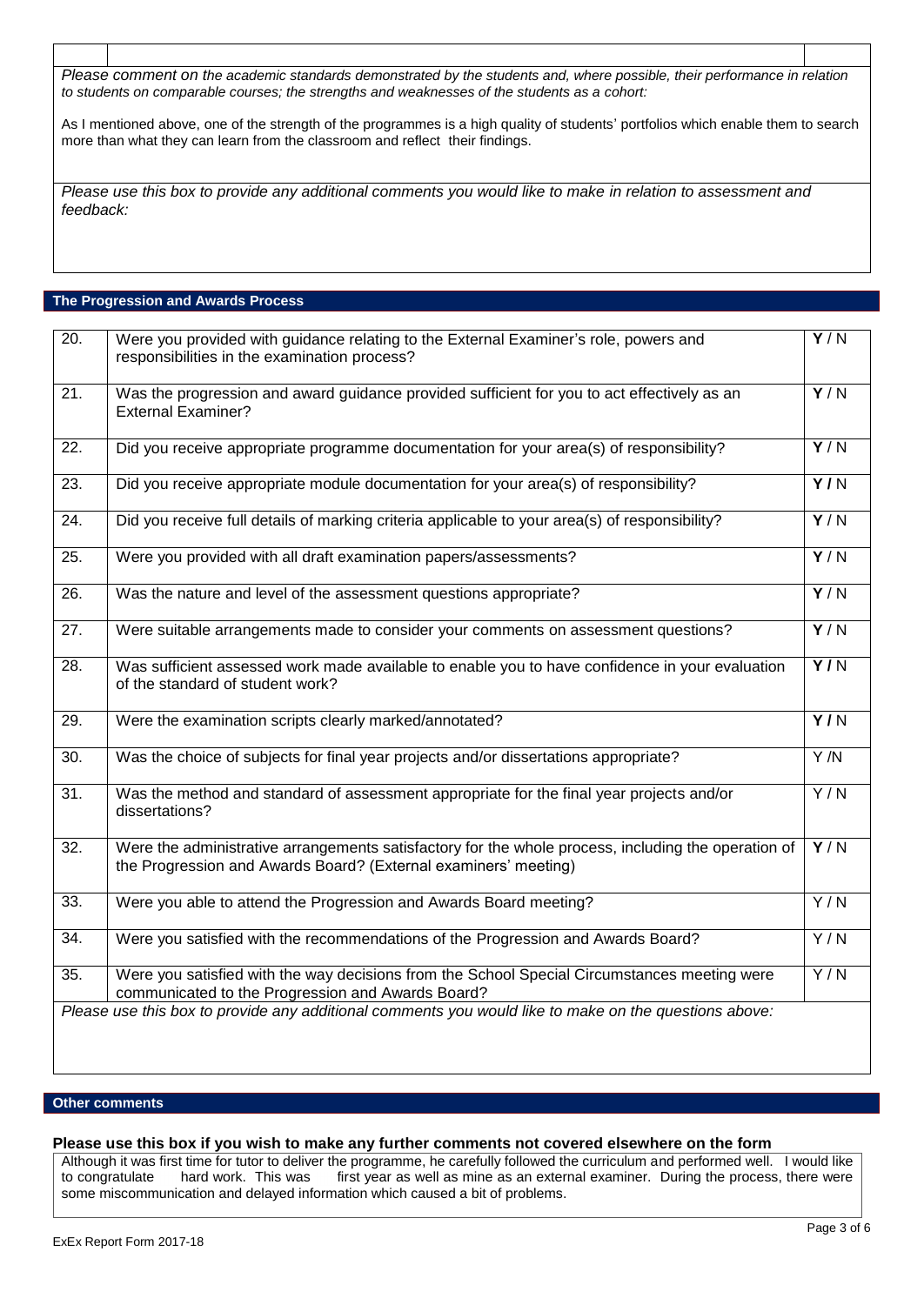*Please comment on the academic standards demonstrated by the students and, where possible, their performance in relation to students on comparable courses; the strengths and weaknesses of the students as a cohort:*

As I mentioned above, one of the strength of the programmes is a high quality of students' portfolios which enable them to search more than what they can learn from the classroom and reflect their findings.

*Please use this box to provide any additional comments you would like to make in relation to assessment and feedback:*

## The Progression and Awards Process

| | | |
|---|---|---|
| 20. | Were you provided with guidance relating to the External Examiner's role, powers and responsibilities in the examination process? | **Y** / N |
| 21. | Was the progression and award guidance provided sufficient for you to act effectively as an External Examiner? | **Y** / N |
| 22. | Did you receive appropriate programme documentation for your area(s) of responsibility? | **Y** / N |
| 23. | Did you receive appropriate module documentation for your area(s) of responsibility? | **Y / N** |
| 24. | Did you receive full details of marking criteria applicable to your area(s) of responsibility? | **Y** / N |
| 25. | Were you provided with all draft examination papers/assessments? | **Y** / N |
| 26. | Was the nature and level of the assessment questions appropriate? | **Y** / N |
| 27. | Were suitable arrangements made to consider your comments on assessment questions? | **Y** / N |
| 28. | Was sufficient assessed work made available to enable you to have confidence in your evaluation of the standard of student work? | **Y / N** |
| 29. | Were the examination scripts clearly marked/annotated? | **Y / N** |
| 30. | Was the choice of subjects for final year projects and/or dissertations appropriate? | Y /N |
| 31. | Was the method and standard of assessment appropriate for the final year projects and/or dissertations? | Y / N |
| 32. | Were the administrative arrangements satisfactory for the whole process, including the operation of the Progression and Awards Board? (External examiners' meeting) | **Y** / N |
| 33. | Were you able to attend the Progression and Awards Board meeting? | Y / N |
| 34. | Were you satisfied with the recommendations of the Progression and Awards Board? | Y / N |
| 35. | Were you satisfied with the way decisions from the School Special Circumstances meeting were communicated to the Progression and Awards Board? | Y / N |

*Please use this box to provide any additional comments you would like to make on the questions above:*

## Other comments

**Please use this box if you wish to make any further comments not covered elsewhere on the form**

Although it was first time for tutor to deliver the programme, he carefully followed the curriculum and performed well. I would like to congratulate hard work. This was first year as well as mine as an external examiner. During the process, there were some miscommunication and delayed information which caused a bit of problems.

ExEx Report Form 2017-18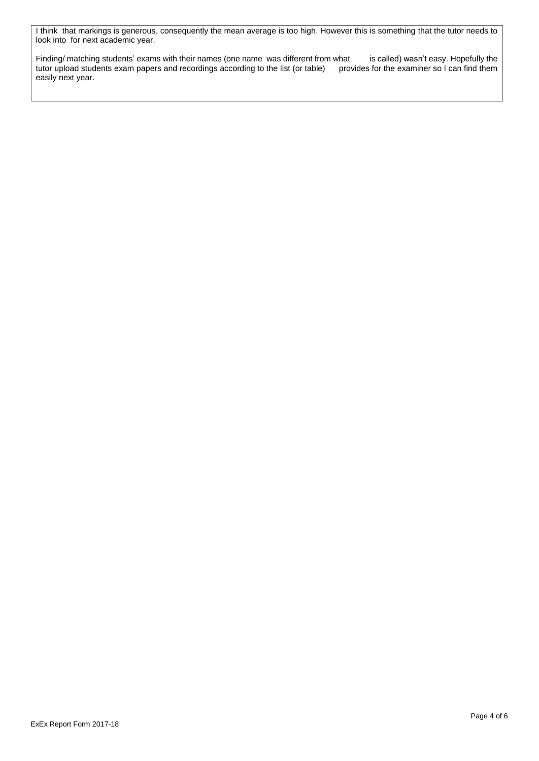I think that markings is generous, consequently the mean average is too high. However this is something that the tutor needs to look into for next academic year.

Finding/ matching students' exams with their names (one name was different from what is called) wasn't easy. Hopefully the tutor upload students exam papers and recordings according to the list (or table) provides for the examiner so I can find them easily next year.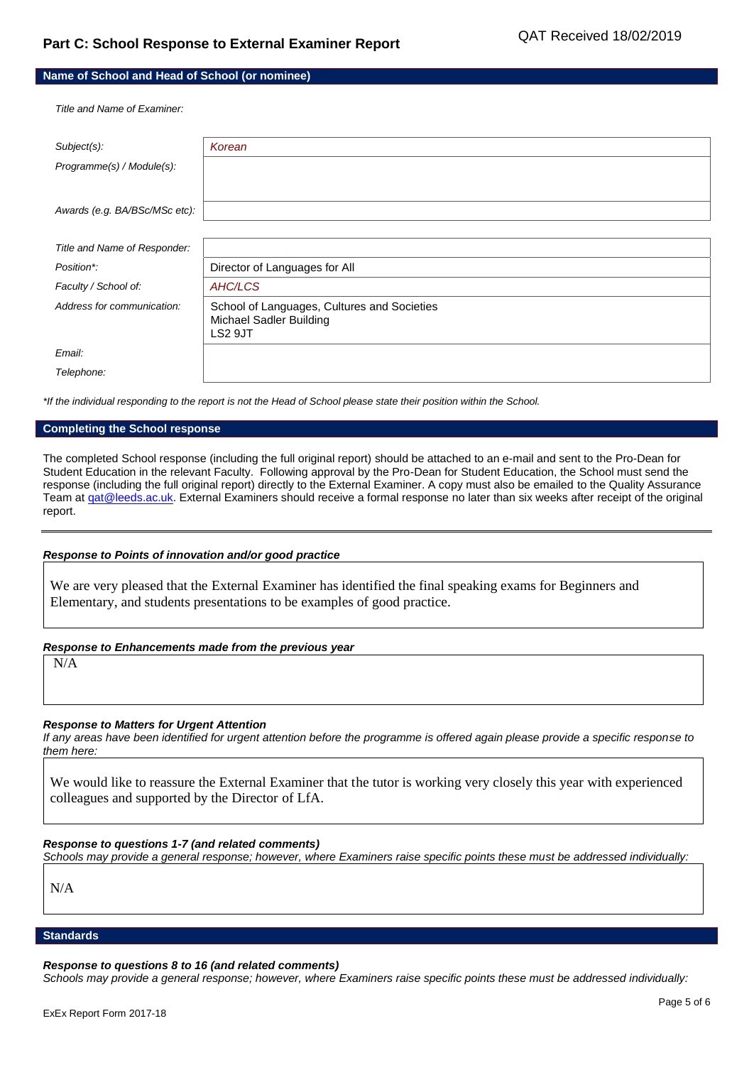## Part C: School Response to External Examiner Report

QAT Received 18/02/2019

### Name of School and Head of School (or nominee)

*Title and Name of Examiner:*

| | |
|---|---|
| *Subject(s):* | *Korean* |
| *Programme(s) / Module(s):* | |
| *Awards (e.g. BA/BSc/MSc etc):* | |

| | |
|---|---|
| *Title and Name of Responder:* | |
| *Position\*:* | Director of Languages for All |
| *Faculty / School of:* | *AHC/LCS* |
| *Address for communication:* | School of Languages, Cultures and Societies<br>Michael Sadler Building<br>LS2 9JT |
| *Email:* | |
| *Telephone:* | |

*\*If the individual responding to the report is not the Head of School please state their position within the School.*

### Completing the School response

The completed School response (including the full original report) should be attached to an e-mail and sent to the Pro-Dean for Student Education in the relevant Faculty. Following approval by the Pro-Dean for Student Education, the School must send the response (including the full original report) directly to the External Examiner. A copy must also be emailed to the Quality Assurance Team at qat@leeds.ac.uk. External Examiners should receive a formal response no later than six weeks after receipt of the original report.

---

***Response to Points of innovation and/or good practice***

We are very pleased that the External Examiner has identified the final speaking exams for Beginners and Elementary, and students presentations to be examples of good practice.

***Response to Enhancements made from the previous year***

N/A

***Response to Matters for Urgent Attention***

*If any areas have been identified for urgent attention before the programme is offered again please provide a specific response to them here:*

We would like to reassure the External Examiner that the tutor is working very closely this year with experienced colleagues and supported by the Director of LfA.

***Response to questions 1-7 (and related comments)***

*Schools may provide a general response; however, where Examiners raise specific points these must be addressed individually:*

N/A

### Standards

***Response to questions 8 to 16 (and related comments)***

*Schools may provide a general response; however, where Examiners raise specific points these must be addressed individually:*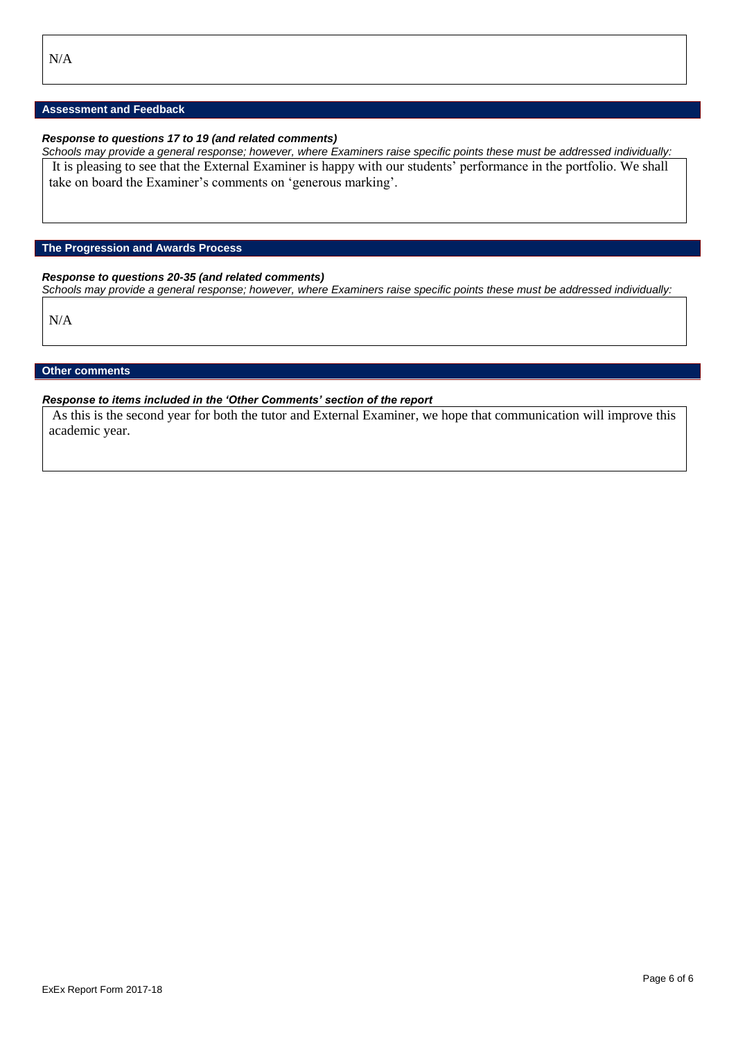N/A

## Assessment and Feedback

***Response to questions 17 to 19 (and related comments)***

*Schools may provide a general response; however, where Examiners raise specific points these must be addressed individually:*

It is pleasing to see that the External Examiner is happy with our students' performance in the portfolio. We shall take on board the Examiner's comments on 'generous marking'.

## The Progression and Awards Process

***Response to questions 20-35 (and related comments)***

*Schools may provide a general response; however, where Examiners raise specific points these must be addressed individually:*

N/A

## Other comments

***Response to items included in the 'Other Comments' section of the report***

As this is the second year for both the tutor and External Examiner, we hope that communication will improve this academic year.